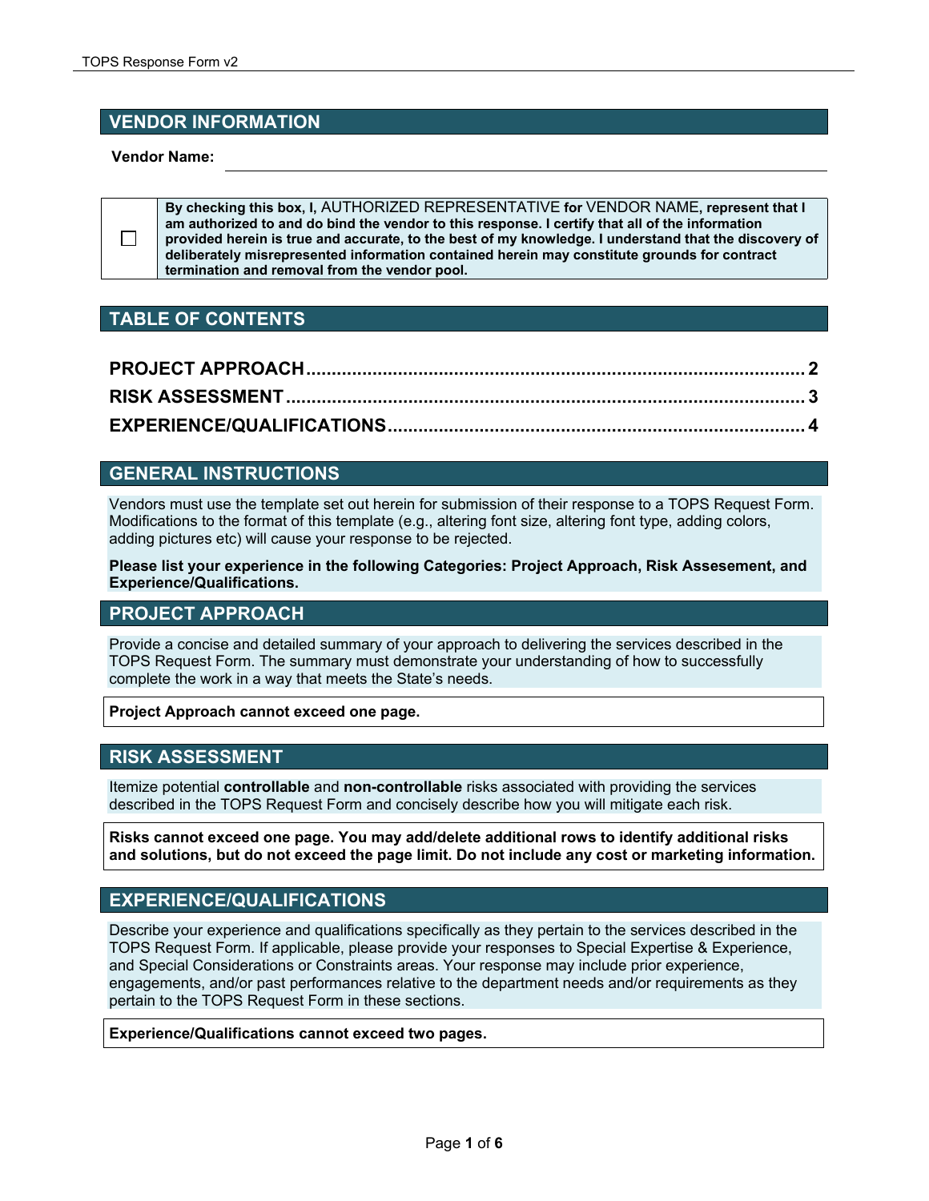## VENDOR INFORMATION

**Vendor Name:** ______________________________

| | |
|---|---|
| ☐ | **By checking this box, I,** AUTHORIZED REPRESENTATIVE **for** VENDOR NAME**, represent that I am authorized to and do bind the vendor to this response. I certify that all of the information provided herein is true and accurate, to the best of my knowledge. I understand that the discovery of deliberately misrepresented information contained herein may constitute grounds for contract termination and removal from the vendor pool.** |

## TABLE OF CONTENTS

**PROJECT APPROACH .................................................................................... 2**

**RISK ASSESSMENT ....................................................................................... 3**

**EXPERIENCE/QUALIFICATIONS ..................................................................... 4**

## GENERAL INSTRUCTIONS

Vendors must use the template set out herein for submission of their response to a TOPS Request Form. Modifications to the format of this template (e.g., altering font size, altering font type, adding colors, adding pictures etc) will cause your response to be rejected.

**Please list your experience in the following Categories: Project Approach, Risk Assesement, and Experience/Qualifications.**

## PROJECT APPROACH

Provide a concise and detailed summary of your approach to delivering the services described in the TOPS Request Form. The summary must demonstrate your understanding of how to successfully complete the work in a way that meets the State's needs.

**Project Approach cannot exceed one page.**

## RISK ASSESSMENT

Itemize potential **controllable** and **non-controllable** risks associated with providing the services described in the TOPS Request Form and concisely describe how you will mitigate each risk.

**Risks cannot exceed one page. You may add/delete additional rows to identify additional risks and solutions, but do not exceed the page limit. Do not include any cost or marketing information.**

## EXPERIENCE/QUALIFICATIONS

Describe your experience and qualifications specifically as they pertain to the services described in the TOPS Request Form. If applicable, please provide your responses to Special Expertise & Experience, and Special Considerations or Constraints areas. Your response may include prior experience, engagements, and/or past performances relative to the department needs and/or requirements as they pertain to the TOPS Request Form in these sections.

**Experience/Qualifications cannot exceed two pages.**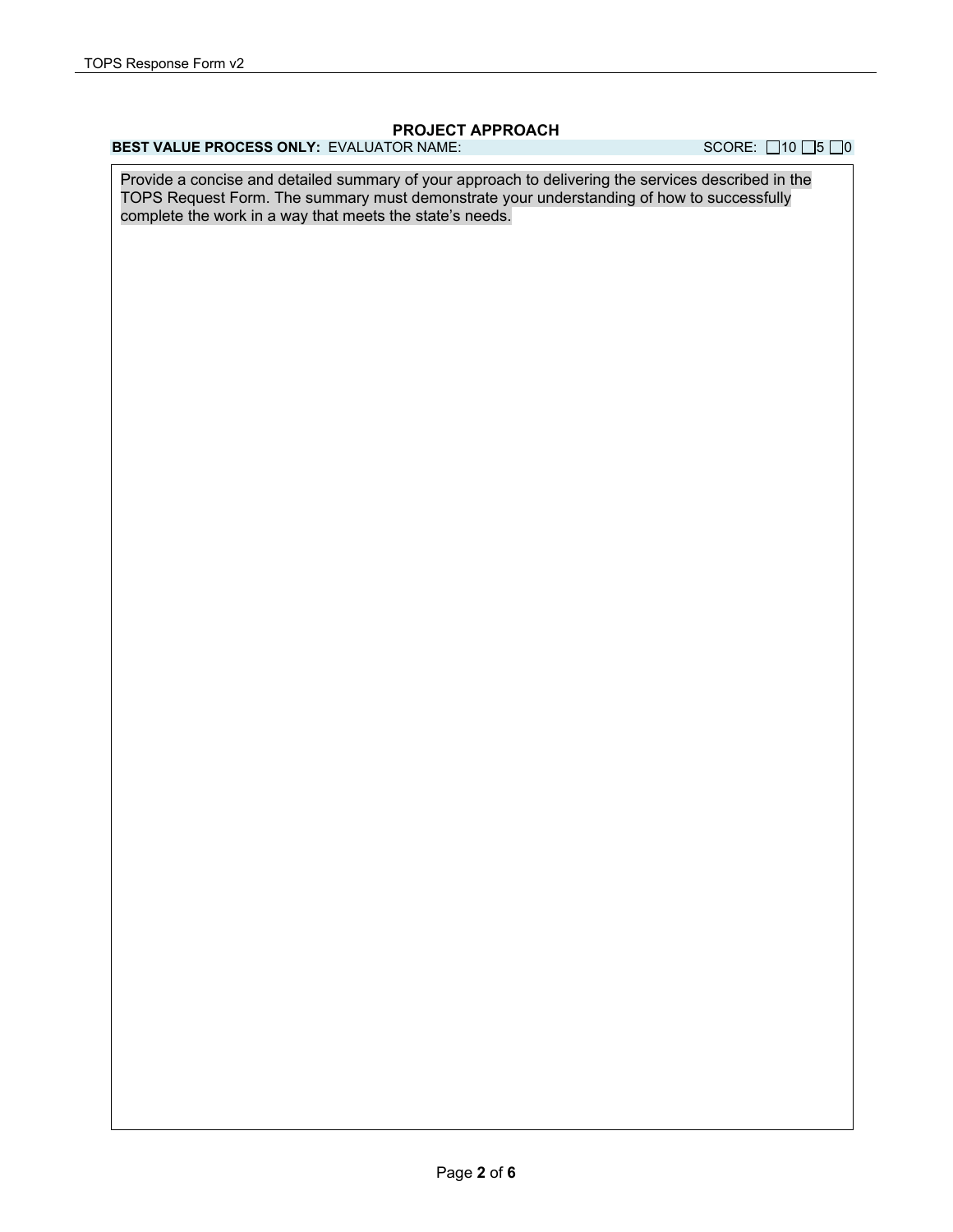## PROJECT APPROACH

**BEST VALUE PROCESS ONLY:** EVALUATOR NAME: SCORE: ☐10 ☐5 ☐0

Provide a concise and detailed summary of your approach to delivering the services described in the TOPS Request Form. The summary must demonstrate your understanding of how to successfully complete the work in a way that meets the state's needs.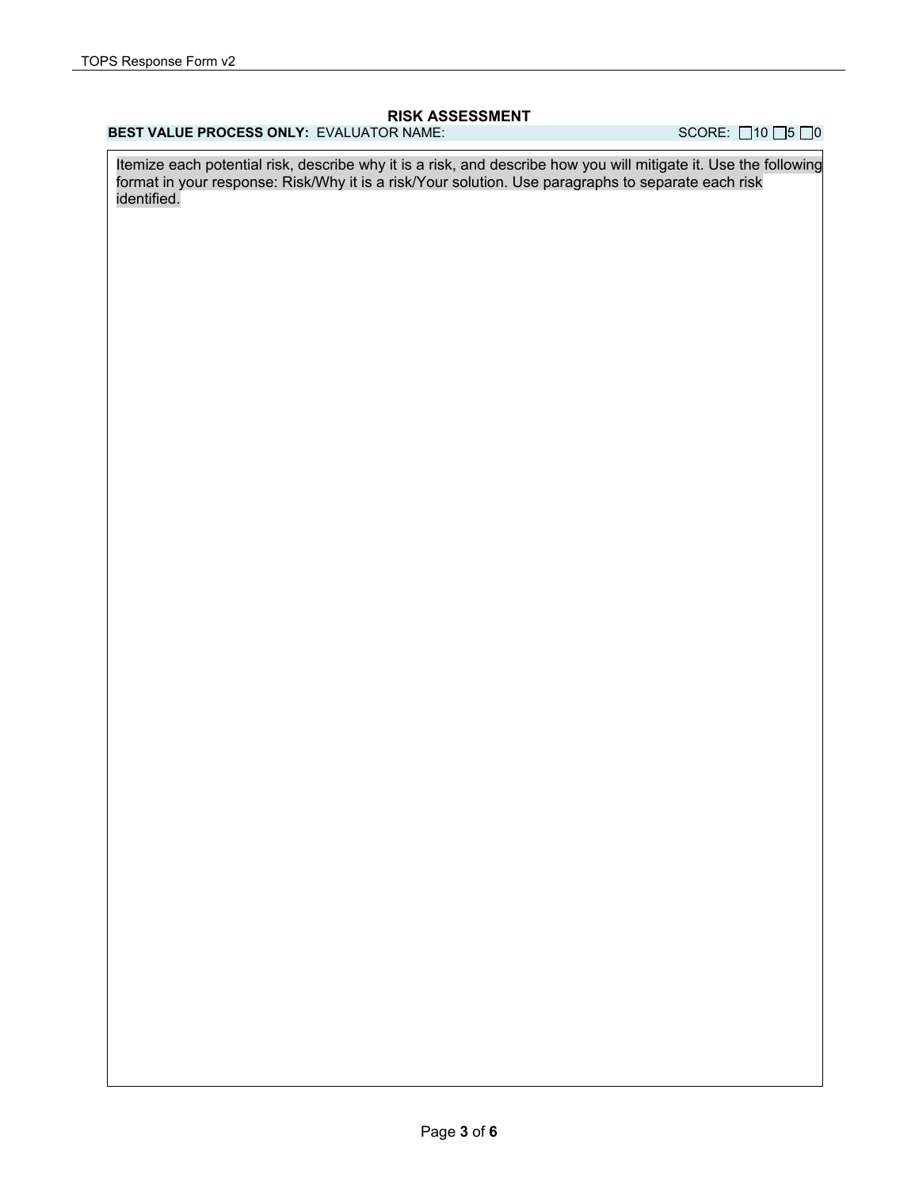## RISK ASSESSMENT

**BEST VALUE PROCESS ONLY:** EVALUATOR NAME: SCORE: ☐10 ☐5 ☐0

Itemize each potential risk, describe why it is a risk, and describe how you will mitigate it. Use the following format in your response: Risk/Why it is a risk/Your solution. Use paragraphs to separate each risk identified.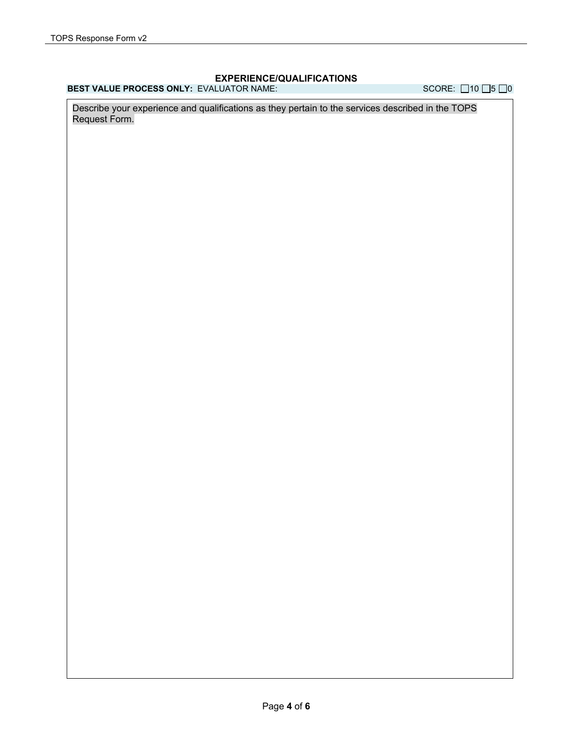## EXPERIENCE/QUALIFICATIONS

**BEST VALUE PROCESS ONLY:** EVALUATOR NAME: SCORE: ☐10 ☐5 ☐0

Describe your experience and qualifications as they pertain to the services described in the TOPS Request Form.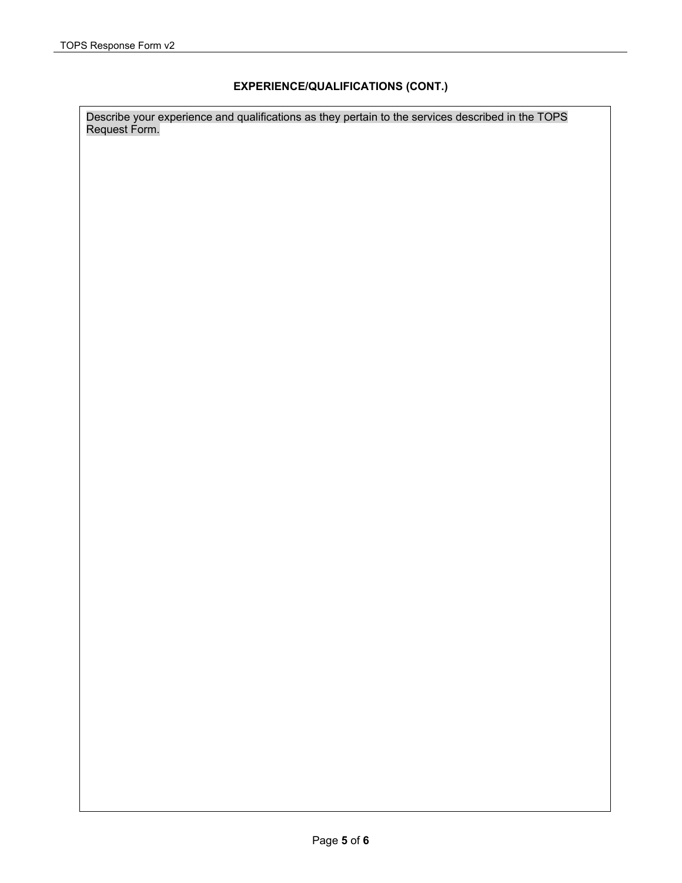## EXPERIENCE/QUALIFICATIONS (CONT.)

Describe your experience and qualifications as they pertain to the services described in the TOPS Request Form.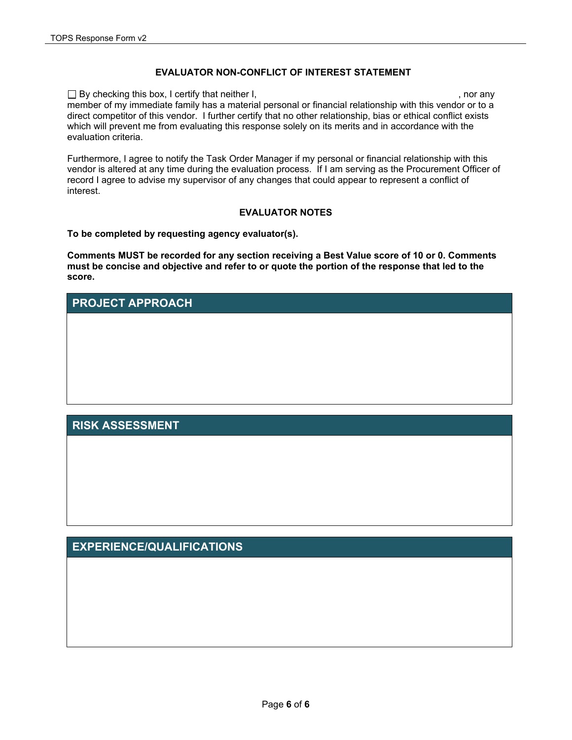## EVALUATOR NON-CONFLICT OF INTEREST STATEMENT

☐ By checking this box, I certify that neither I, \_\_\_\_\_\_\_\_\_\_\_\_\_\_\_\_\_\_\_\_\_\_\_\_\_\_\_\_\_\_\_\_\_\_, nor any member of my immediate family has a material personal or financial relationship with this vendor or to a direct competitor of this vendor. I further certify that no other relationship, bias or ethical conflict exists which will prevent me from evaluating this response solely on its merits and in accordance with the evaluation criteria.

Furthermore, I agree to notify the Task Order Manager if my personal or financial relationship with this vendor is altered at any time during the evaluation process. If I am serving as the Procurement Officer of record I agree to advise my supervisor of any changes that could appear to represent a conflict of interest.

## EVALUATOR NOTES

**To be completed by requesting agency evaluator(s).**

**Comments MUST be recorded for any section receiving a Best Value score of 10 or 0. Comments must be concise and objective and refer to or quote the portion of the response that led to the score.**

| PROJECT APPROACH |
|---|
| |

| RISK ASSESSMENT |
|---|
| |

| EXPERIENCE/QUALIFICATIONS |
|---|
| |